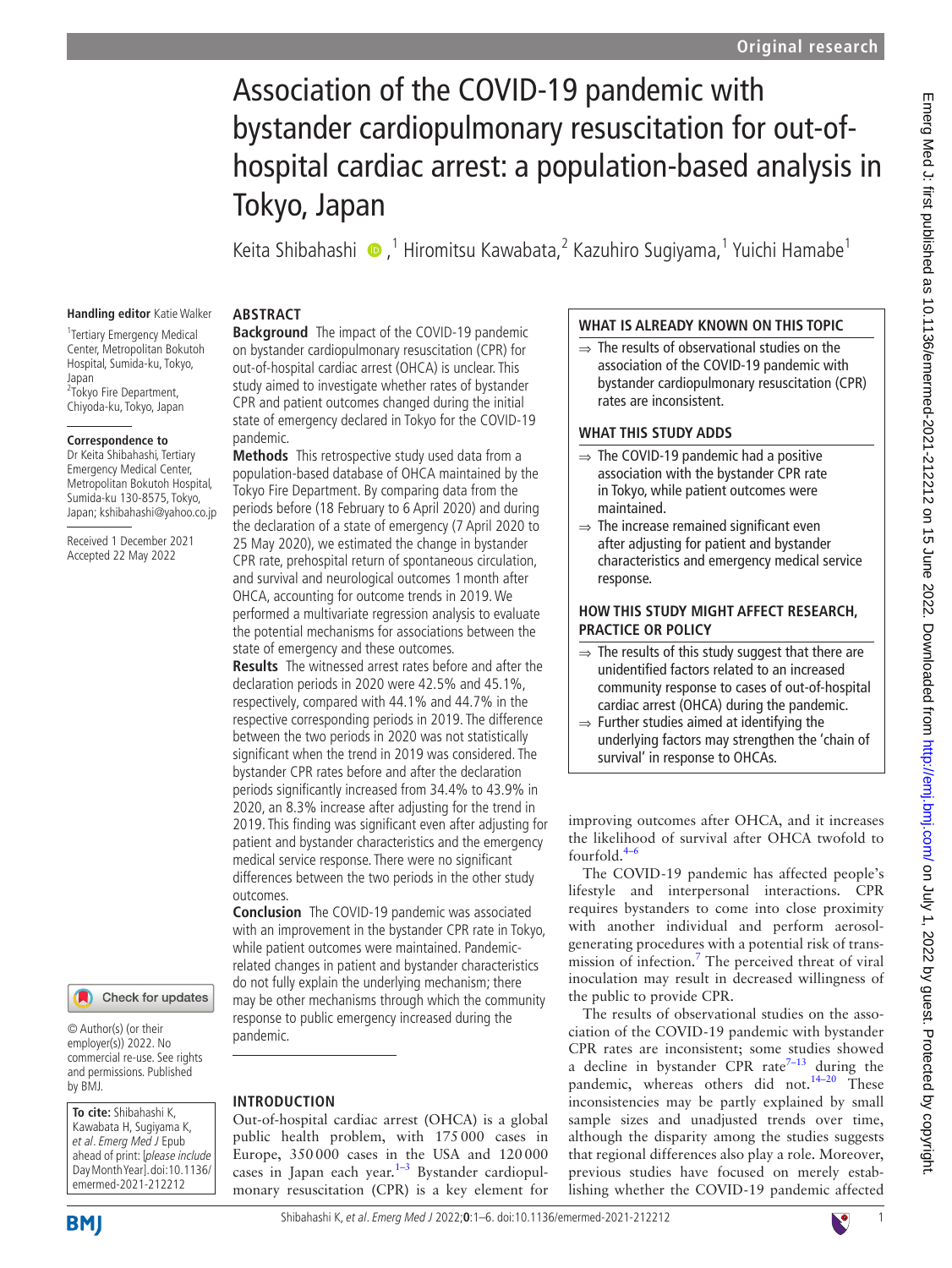Original research

# Association of the COVID-19 pandemic with bystander cardiopulmonary resuscitation for out-of-hospital cardiac arrest: a population-based analysis in Tokyo, Japan

Keita Shibahashi [1], Hiromitsu Kawabata [2], Kazuhiro Sugiyama [1], Yuichi Hamabe [1]

**Handling editor** Katie Walker

[1] Tertiary Emergency Medical Center, Metropolitan Bokutoh Hospital, Sumida-ku, Tokyo, Japan
[2] Tokyo Fire Department, Chiyoda-ku, Tokyo, Japan

**Correspondence to**
Dr Keita Shibahashi, Tertiary Emergency Medical Center, Metropolitan Bokutoh Hospital, Sumida-ku 130-8575, Tokyo, Japan; kshibahashi@yahoo.co.jp

Received 1 December 2021
Accepted 22 May 2022

© Author(s) (or their employer(s)) 2022. No commercial re-use. See rights and permissions. Published by BMJ.

**To cite:** Shibahashi K, Kawabata H, Sugiyama K, *et al*. *Emerg Med J* Epub ahead of print: [*please include* Day Month Year]. doi:10.1136/emermed-2021-212212

## ABSTRACT

**Background** The impact of the COVID-19 pandemic on bystander cardiopulmonary resuscitation (CPR) for out-of-hospital cardiac arrest (OHCA) is unclear. This study aimed to investigate whether rates of bystander CPR and patient outcomes changed during the initial state of emergency declared in Tokyo for the COVID-19 pandemic.

**Methods** This retrospective study used data from a population-based database of OHCA maintained by the Tokyo Fire Department. By comparing data from the periods before (18 February to 6 April 2020) and during the declaration of a state of emergency (7 April 2020 to 25 May 2020), we estimated the change in bystander CPR rate, prehospital return of spontaneous circulation, and survival and neurological outcomes 1 month after OHCA, accounting for outcome trends in 2019. We performed a multivariate regression analysis to evaluate the potential mechanisms for associations between the state of emergency and these outcomes.

**Results** The witnessed arrest rates before and after the declaration periods in 2020 were 42.5% and 45.1%, respectively, compared with 44.1% and 44.7% in the respective corresponding periods in 2019. The difference between the two periods in 2020 was not statistically significant when the trend in 2019 was considered. The bystander CPR rates before and after the declaration periods significantly increased from 34.4% to 43.9% in 2020, an 8.3% increase after adjusting for the trend in 2019. This finding was significant even after adjusting for patient and bystander characteristics and the emergency medical service response. There were no significant differences between the two periods in the other study outcomes.

**Conclusion** The COVID-19 pandemic was associated with an improvement in the bystander CPR rate in Tokyo, while patient outcomes were maintained. Pandemic-related changes in patient and bystander characteristics do not fully explain the underlying mechanism; there may be other mechanisms through which the community response to public emergency increased during the pandemic.

### WHAT IS ALREADY KNOWN ON THIS TOPIC

⇒ The results of observational studies on the association of the COVID-19 pandemic with bystander cardiopulmonary resuscitation (CPR) rates are inconsistent.

### WHAT THIS STUDY ADDS

⇒ The COVID-19 pandemic had a positive association with the bystander CPR rate in Tokyo, while patient outcomes were maintained.
⇒ The increase remained significant even after adjusting for patient and bystander characteristics and emergency medical service response.

### HOW THIS STUDY MIGHT AFFECT RESEARCH, PRACTICE OR POLICY

⇒ The results of this study suggest that there are unidentified factors related to an increased community response to cases of out-of-hospital cardiac arrest (OHCA) during the pandemic.
⇒ Further studies aimed at identifying the underlying factors may strengthen the 'chain of survival' in response to OHCAs.

## INTRODUCTION

Out-of-hospital cardiac arrest (OHCA) is a global public health problem, with 175 000 cases in Europe, 350 000 cases in the USA and 120 000 cases in Japan each year.[1–3] Bystander cardiopulmonary resuscitation (CPR) is a key element for improving outcomes after OHCA, and it increases the likelihood of survival after OHCA twofold to fourfold.[4–6]

The COVID-19 pandemic has affected people's lifestyle and interpersonal interactions. CPR requires bystanders to come into close proximity with another individual and perform aerosol-generating procedures with a potential risk of transmission of infection.[7] The perceived threat of viral inoculation may result in decreased willingness of the public to provide CPR.

The results of observational studies on the association of the COVID-19 pandemic with bystander CPR rates are inconsistent; some studies showed a decline in bystander CPR rate[7–13] during the pandemic, whereas others did not.[14–20] These inconsistencies may be partly explained by small sample sizes and unadjusted trends over time, although the disparity among the studies suggests that regional differences also play a role. Moreover, previous studies have focused on merely establishing whether the COVID-19 pandemic affected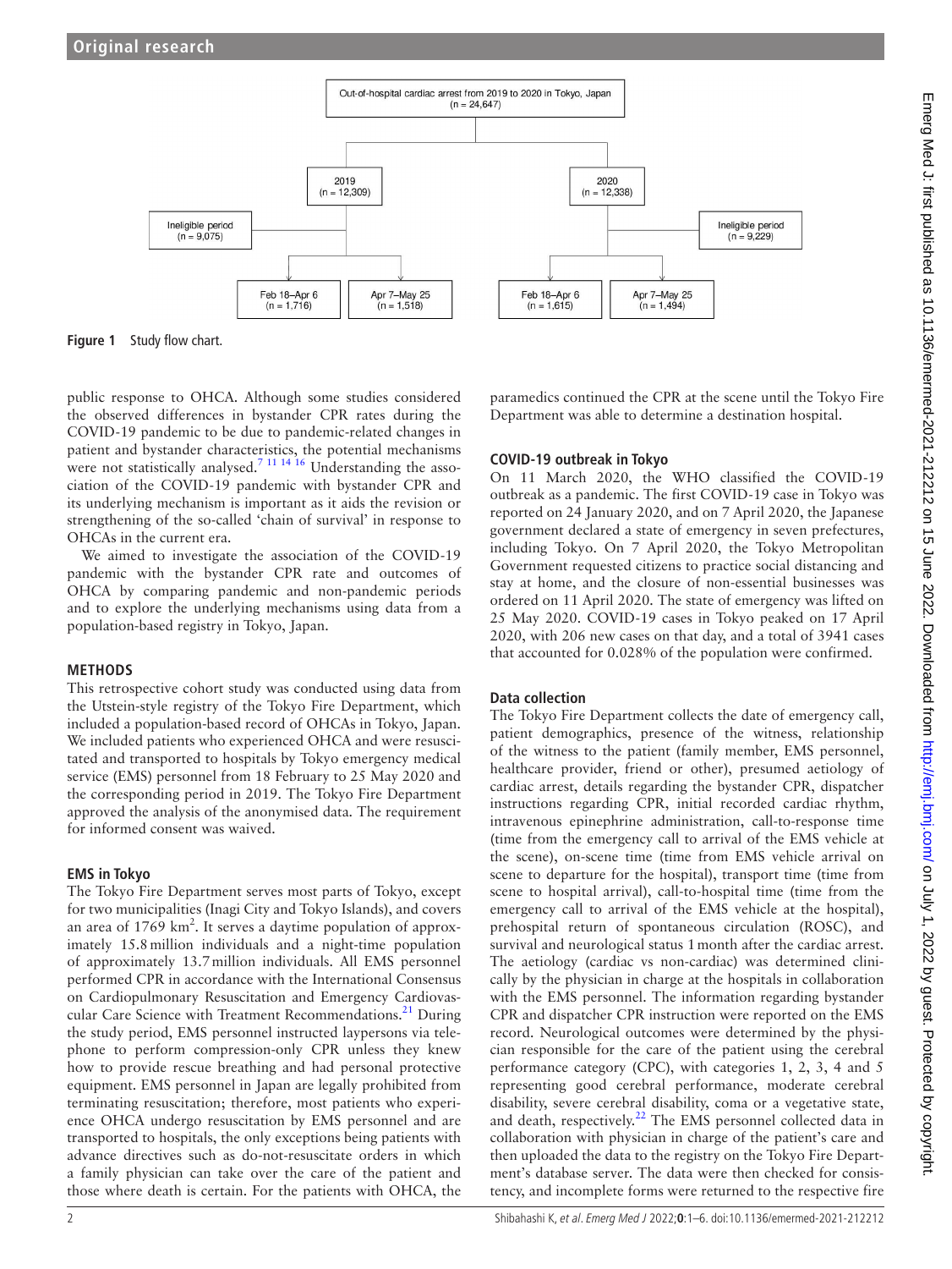Out-of-hospital cardiac arrest from 2019 to 2020 in Tokyo, Japan (n = 24,647)

2019 (n = 12,309)
- Ineligible period (n = 9,075)
- Feb 18–Apr 6 (n = 1,716)
- Apr 7–May 25 (n = 1,518)

2020 (n = 12,338)
- Ineligible period (n = 9,229)
- Feb 18–Apr 6 (n = 1,615)
- Apr 7–May 25 (n = 1,494)

**Figure 1** Study flow chart.

public response to OHCA. Although some studies considered the observed differences in bystander CPR rates during the COVID-19 pandemic to be due to pandemic-related changes in patient and bystander characteristics, the potential mechanisms were not statistically analysed.[7 11 14 16] Understanding the association of the COVID-19 pandemic with bystander CPR and its underlying mechanism is important as it aids the revision or strengthening of the so-called 'chain of survival' in response to OHCAs in the current era.

We aimed to investigate the association of the COVID-19 pandemic with the bystander CPR rate and outcomes of OHCA by comparing pandemic and non-pandemic periods and to explore the underlying mechanisms using data from a population-based registry in Tokyo, Japan.

## METHODS

This retrospective cohort study was conducted using data from the Utstein-style registry of the Tokyo Fire Department, which included a population-based record of OHCAs in Tokyo, Japan. We included patients who experienced OHCA and were resuscitated and transported to hospitals by Tokyo emergency medical service (EMS) personnel from 18 February to 25 May 2020 and the corresponding period in 2019. The Tokyo Fire Department approved the analysis of the anonymised data. The requirement for informed consent was waived.

### EMS in Tokyo

The Tokyo Fire Department serves most parts of Tokyo, except for two municipalities (Inagi City and Tokyo Islands), and covers an area of 1769 km$^2$. It serves a daytime population of approximately 15.8 million individuals and a night-time population of approximately 13.7 million individuals. All EMS personnel performed CPR in accordance with the International Consensus on Cardiopulmonary Resuscitation and Emergency Cardiovascular Care Science with Treatment Recommendations.[21] During the study period, EMS personnel instructed laypersons via telephone to perform compression-only CPR unless they knew how to provide rescue breathing and had personal protective equipment. EMS personnel in Japan are legally prohibited from terminating resuscitation; therefore, most patients who experience OHCA undergo resuscitation by EMS personnel and are transported to hospitals, the only exceptions being patients with advance directives such as do-not-resuscitate orders in which a family physician can take over the care of the patient and those where death is certain. For the patients with OHCA, the paramedics continued the CPR at the scene until the Tokyo Fire Department was able to determine a destination hospital.

### COVID-19 outbreak in Tokyo

On 11 March 2020, the WHO classified the COVID-19 outbreak as a pandemic. The first COVID-19 case in Tokyo was reported on 24 January 2020, and on 7 April 2020, the Japanese government declared a state of emergency in seven prefectures, including Tokyo. On 7 April 2020, the Tokyo Metropolitan Government requested citizens to practice social distancing and stay at home, and the closure of non-essential businesses was ordered on 11 April 2020. The state of emergency was lifted on 25 May 2020. COVID-19 cases in Tokyo peaked on 17 April 2020, with 206 new cases on that day, and a total of 3941 cases that accounted for 0.028% of the population were confirmed.

### Data collection

The Tokyo Fire Department collects the date of emergency call, patient demographics, presence of the witness, relationship of the witness to the patient (family member, EMS personnel, healthcare provider, friend or other), presumed aetiology of cardiac arrest, details regarding the bystander CPR, dispatcher instructions regarding CPR, initial recorded cardiac rhythm, intravenous epinephrine administration, call-to-response time (time from the emergency call to arrival of the EMS vehicle at the scene), on-scene time (time from EMS vehicle arrival on scene to departure for the hospital), transport time (time from scene to hospital arrival), call-to-hospital time (time from the emergency call to arrival of the EMS vehicle at the hospital), prehospital return of spontaneous circulation (ROSC), and survival and neurological status 1 month after the cardiac arrest. The aetiology (cardiac vs non-cardiac) was determined clinically by the physician in charge at the hospitals in collaboration with the EMS personnel. The information regarding bystander CPR and dispatcher CPR instruction were reported on the EMS record. Neurological outcomes were determined by the physician responsible for the care of the patient using the cerebral performance category (CPC), with categories 1, 2, 3, 4 and 5 representing good cerebral performance, moderate cerebral disability, severe cerebral disability, coma or a vegetative state, and death, respectively.[22] The EMS personnel collected data in collaboration with physician in charge of the patient's care and then uploaded the data to the registry on the Tokyo Fire Department's database server. The data were then checked for consistency, and incomplete forms were returned to the respective fire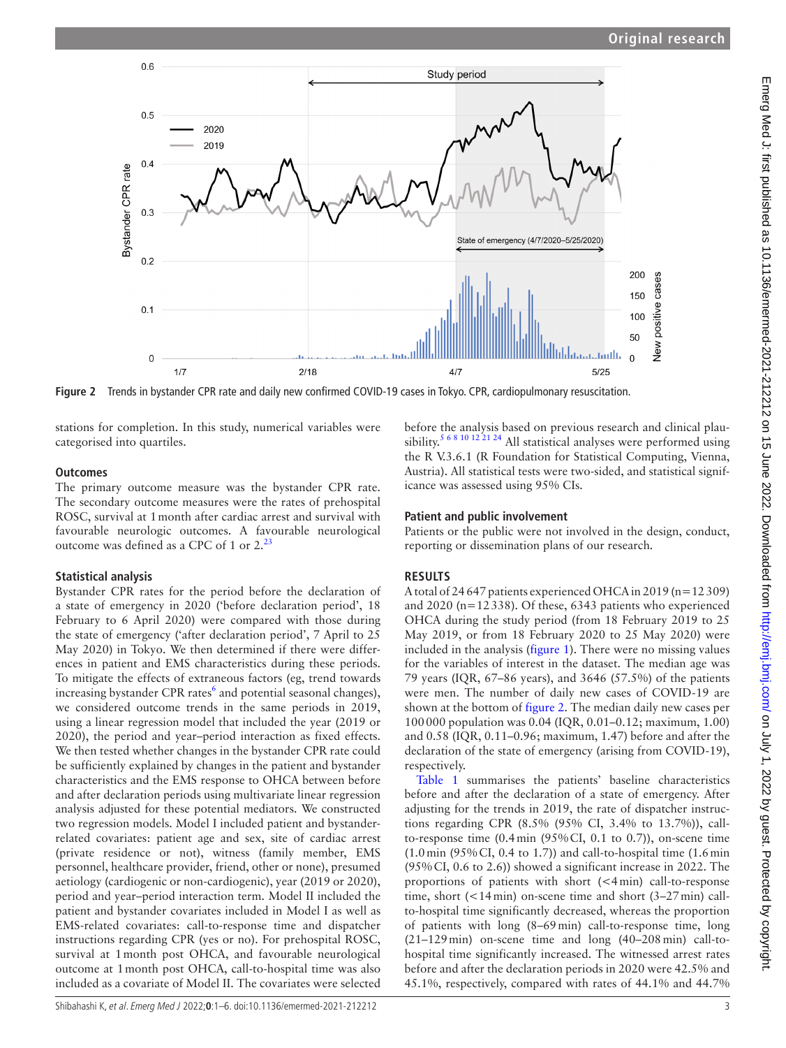Figure 2 Trends in bystander CPR rate and daily new confirmed COVID-19 cases in Tokyo. CPR, cardiopulmonary resuscitation.

stations for completion. In this study, numerical variables were categorised into quartiles.

### Outcomes

The primary outcome measure was the bystander CPR rate. The secondary outcome measures were the rates of prehospital ROSC, survival at 1 month after cardiac arrest and survival with favourable neurologic outcomes. A favourable neurological outcome was defined as a CPC of 1 or 2.[23]

### Statistical analysis

Bystander CPR rates for the period before the declaration of a state of emergency in 2020 ('before declaration period', 18 February to 6 April 2020) were compared with those during the state of emergency ('after declaration period', 7 April to 25 May 2020) in Tokyo. We then determined if there were differences in patient and EMS characteristics during these periods. To mitigate the effects of extraneous factors (eg, trend towards increasing bystander CPR rates[6] and potential seasonal changes), we considered outcome trends in the same periods in 2019, using a linear regression model that included the year (2019 or 2020), the period and year–period interaction as fixed effects. We then tested whether changes in the bystander CPR rate could be sufficiently explained by changes in the patient and bystander characteristics and the EMS response to OHCA between before and after declaration periods using multivariate linear regression analysis adjusted for these potential mediators. We constructed two regression models. Model I included patient and bystander-related covariates: patient age and sex, site of cardiac arrest (private residence or not), witness (family member, EMS personnel, healthcare provider, friend, other or none), presumed aetiology (cardiogenic or non-cardiogenic), year (2019 or 2020), period and year–period interaction term. Model II included the patient and bystander covariates included in Model I as well as EMS-related covariates: call-to-response time and dispatcher instructions regarding CPR (yes or no). For prehospital ROSC, survival at 1 month post OHCA, and favourable neurological outcome at 1 month post OHCA, call-to-hospital time was also included as a covariate of Model II. The covariates were selected before the analysis based on previous research and clinical plausibility.[5 6 8 10 12 21 24] All statistical analyses were performed using the R V.3.6.1 (R Foundation for Statistical Computing, Vienna, Austria). All statistical tests were two-sided, and statistical significance was assessed using 95% CIs.

### Patient and public involvement

Patients or the public were not involved in the design, conduct, reporting or dissemination plans of our research.

## RESULTS

A total of 24 647 patients experienced OHCA in 2019 (n=12 309) and 2020 (n=12 338). Of these, 6343 patients who experienced OHCA during the study period (from 18 February 2019 to 25 May 2019, or from 18 February 2020 to 25 May 2020) were included in the analysis (figure 1). There were no missing values for the variables of interest in the dataset. The median age was 79 years (IQR, 67–86 years), and 3646 (57.5%) of the patients were men. The number of daily new cases of COVID-19 are shown at the bottom of figure 2. The median daily new cases per 100 000 population was 0.04 (IQR, 0.01–0.12; maximum, 1.00) and 0.58 (IQR, 0.11–0.96; maximum, 1.47) before and after the declaration of the state of emergency (arising from COVID-19), respectively.

Table 1 summarises the patients' baseline characteristics before and after the declaration of a state of emergency. After adjusting for the trends in 2019, the rate of dispatcher instructions regarding CPR (8.5% (95% CI, 3.4% to 13.7%)), call-to-response time (0.4 min (95% CI, 0.1 to 0.7)), on-scene time (1.0 min (95% CI, 0.4 to 1.7)) and call-to-hospital time (1.6 min (95% CI, 0.6 to 2.6)) showed a significant increase in 2022. The proportions of patients with short (<4 min) call-to-response time, short (<14 min) on-scene time and short (3–27 min) call-to-hospital time significantly decreased, whereas the proportion of patients with long (8–69 min) call-to-response time, long (21–129 min) on-scene time and long (40–208 min) call-to-hospital time significantly increased. The witnessed arrest rates before and after the declaration periods in 2020 were 42.5% and 45.1%, respectively, compared with rates of 44.1% and 44.7%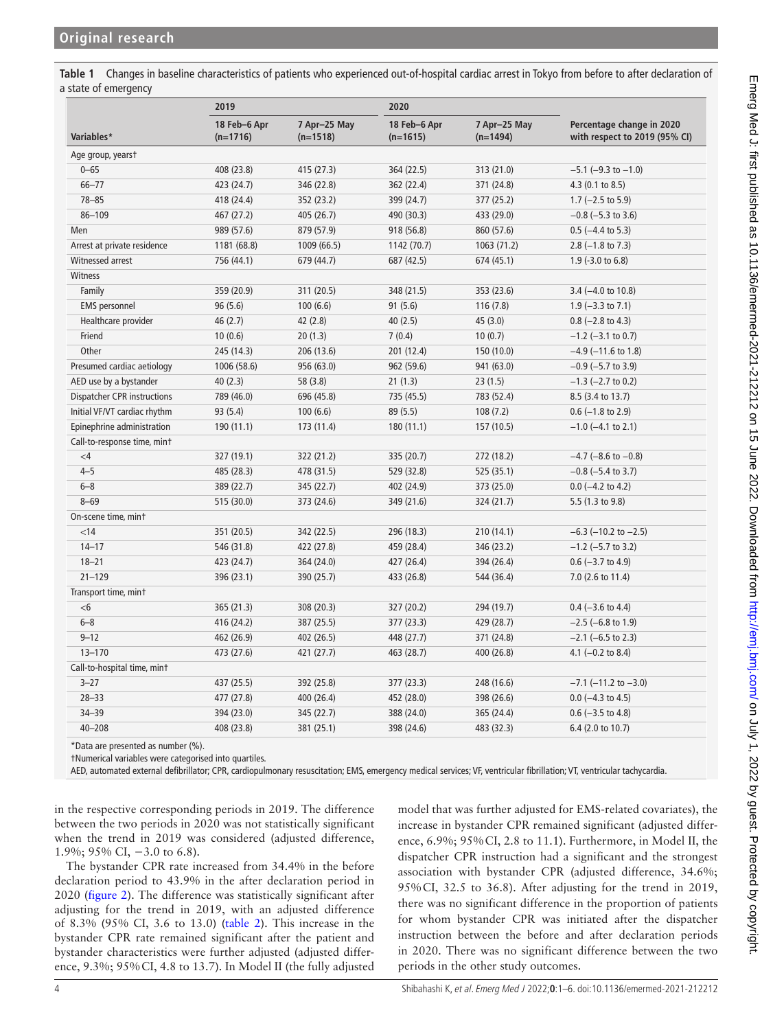**Table 1** Changes in baseline characteristics of patients who experienced out-of-hospital cardiac arrest in Tokyo from before to after declaration of a state of emergency

| Variables* | 2019 18 Feb–6 Apr (n=1716) | 2019 7 Apr–25 May (n=1518) | 2020 18 Feb–6 Apr (n=1615) | 2020 7 Apr–25 May (n=1494) | Percentage change in 2020 with respect to 2019 (95% CI) |
|---|---|---|---|---|---|
| Age group, years† | | | | | |
| 0–65 | 408 (23.8) | 415 (27.3) | 364 (22.5) | 313 (21.0) | −5.1 (−9.3 to −1.0) |
| 66–77 | 423 (24.7) | 346 (22.8) | 362 (22.4) | 371 (24.8) | 4.3 (0.1 to 8.5) |
| 78–85 | 418 (24.4) | 352 (23.2) | 399 (24.7) | 377 (25.2) | 1.7 (−2.5 to 5.9) |
| 86–109 | 467 (27.2) | 405 (26.7) | 490 (30.3) | 433 (29.0) | −0.8 (−5.3 to 3.6) |
| Men | 989 (57.6) | 879 (57.9) | 918 (56.8) | 860 (57.6) | 0.5 (−4.4 to 5.3) |
| Arrest at private residence | 1181 (68.8) | 1009 (66.5) | 1142 (70.7) | 1063 (71.2) | 2.8 (−1.8 to 7.3) |
| Witnessed arrest | 756 (44.1) | 679 (44.7) | 687 (42.5) | 674 (45.1) | 1.9 (-3.0 to 6.8) |
| Witness | | | | | |
| Family | 359 (20.9) | 311 (20.5) | 348 (21.5) | 353 (23.6) | 3.4 (−4.0 to 10.8) |
| EMS personnel | 96 (5.6) | 100 (6.6) | 91 (5.6) | 116 (7.8) | 1.9 (−3.3 to 7.1) |
| Healthcare provider | 46 (2.7) | 42 (2.8) | 40 (2.5) | 45 (3.0) | 0.8 (−2.8 to 4.3) |
| Friend | 10 (0.6) | 20 (1.3) | 7 (0.4) | 10 (0.7) | −1.2 (−3.1 to 0.7) |
| Other | 245 (14.3) | 206 (13.6) | 201 (12.4) | 150 (10.0) | −4.9 (−11.6 to 1.8) |
| Presumed cardiac aetiology | 1006 (58.6) | 956 (63.0) | 962 (59.6) | 941 (63.0) | −0.9 (−5.7 to 3.9) |
| AED use by a bystander | 40 (2.3) | 58 (3.8) | 21 (1.3) | 23 (1.5) | −1.3 (−2.7 to 0.2) |
| Dispatcher CPR instructions | 789 (46.0) | 696 (45.8) | 735 (45.5) | 783 (52.4) | 8.5 (3.4 to 13.7) |
| Initial VF/VT cardiac rhythm | 93 (5.4) | 100 (6.6) | 89 (5.5) | 108 (7.2) | 0.6 (−1.8 to 2.9) |
| Epinephrine administration | 190 (11.1) | 173 (11.4) | 180 (11.1) | 157 (10.5) | −1.0 (−4.1 to 2.1) |
| Call-to-response time, min† | | | | | |
| <4 | 327 (19.1) | 322 (21.2) | 335 (20.7) | 272 (18.2) | −4.7 (−8.6 to −0.8) |
| 4–5 | 485 (28.3) | 478 (31.5) | 529 (32.8) | 525 (35.1) | −0.8 (−5.4 to 3.7) |
| 6–8 | 389 (22.7) | 345 (22.7) | 402 (24.9) | 373 (25.0) | 0.0 (−4.2 to 4.2) |
| 8–69 | 515 (30.0) | 373 (24.6) | 349 (21.6) | 324 (21.7) | 5.5 (1.3 to 9.8) |
| On-scene time, min† | | | | | |
| <14 | 351 (20.5) | 342 (22.5) | 296 (18.3) | 210 (14.1) | −6.3 (−10.2 to −2.5) |
| 14–17 | 546 (31.8) | 422 (27.8) | 459 (28.4) | 346 (23.2) | −1.2 (−5.7 to 3.2) |
| 18–21 | 423 (24.7) | 364 (24.0) | 427 (26.4) | 394 (26.4) | 0.6 (−3.7 to 4.9) |
| 21–129 | 396 (23.1) | 390 (25.7) | 433 (26.8) | 544 (36.4) | 7.0 (2.6 to 11.4) |
| Transport time, min† | | | | | |
| <6 | 365 (21.3) | 308 (20.3) | 327 (20.2) | 294 (19.7) | 0.4 (−3.6 to 4.4) |
| 6–8 | 416 (24.2) | 387 (25.5) | 377 (23.3) | 429 (28.7) | −2.5 (−6.8 to 1.9) |
| 9–12 | 462 (26.9) | 402 (26.5) | 448 (27.7) | 371 (24.8) | −2.1 (−6.5 to 2.3) |
| 13–170 | 473 (27.6) | 421 (27.7) | 463 (28.7) | 400 (26.8) | 4.1 (−0.2 to 8.4) |
| Call-to-hospital time, min† | | | | | |
| 3–27 | 437 (25.5) | 392 (25.8) | 377 (23.3) | 248 (16.6) | −7.1 (−11.2 to −3.0) |
| 28–33 | 477 (27.8) | 400 (26.4) | 452 (28.0) | 398 (26.6) | 0.0 (−4.3 to 4.5) |
| 34–39 | 394 (23.0) | 345 (22.7) | 388 (24.0) | 365 (24.4) | 0.6 (−3.5 to 4.8) |
| 40–208 | 408 (23.8) | 381 (25.1) | 398 (24.6) | 483 (32.3) | 6.4 (2.0 to 10.7) |

*Data are presented as number (%).

†Numerical variables were categorised into quartiles.

AED, automated external defibrillator; CPR, cardiopulmonary resuscitation; EMS, emergency medical services; VF, ventricular fibrillation; VT, ventricular tachycardia.

in the respective corresponding periods in 2019. The difference between the two periods in 2020 was not statistically significant when the trend in 2019 was considered (adjusted difference, 1.9%; 95% CI, −3.0 to 6.8).

The bystander CPR rate increased from 34.4% in the before declaration period to 43.9% in the after declaration period in 2020 (figure 2). The difference was statistically significant after adjusting for the trend in 2019, with an adjusted difference of 8.3% (95% CI, 3.6 to 13.0) (table 2). This increase in the bystander CPR rate remained significant after the patient and bystander characteristics were further adjusted (adjusted difference, 9.3%; 95% CI, 4.8 to 13.7). In Model II (the fully adjusted model that was further adjusted for EMS-related covariates), the increase in bystander CPR remained significant (adjusted difference, 6.9%; 95% CI, 2.8 to 11.1). Furthermore, in Model II, the dispatcher CPR instruction had a significant and the strongest association with bystander CPR (adjusted difference, 34.6%; 95% CI, 32.5 to 36.8). After adjusting for the trend in 2019, there was no significant difference in the proportion of patients for whom bystander CPR was initiated after the dispatcher instruction between the before and after declaration periods in 2020. There was no significant difference between the two periods in the other study outcomes.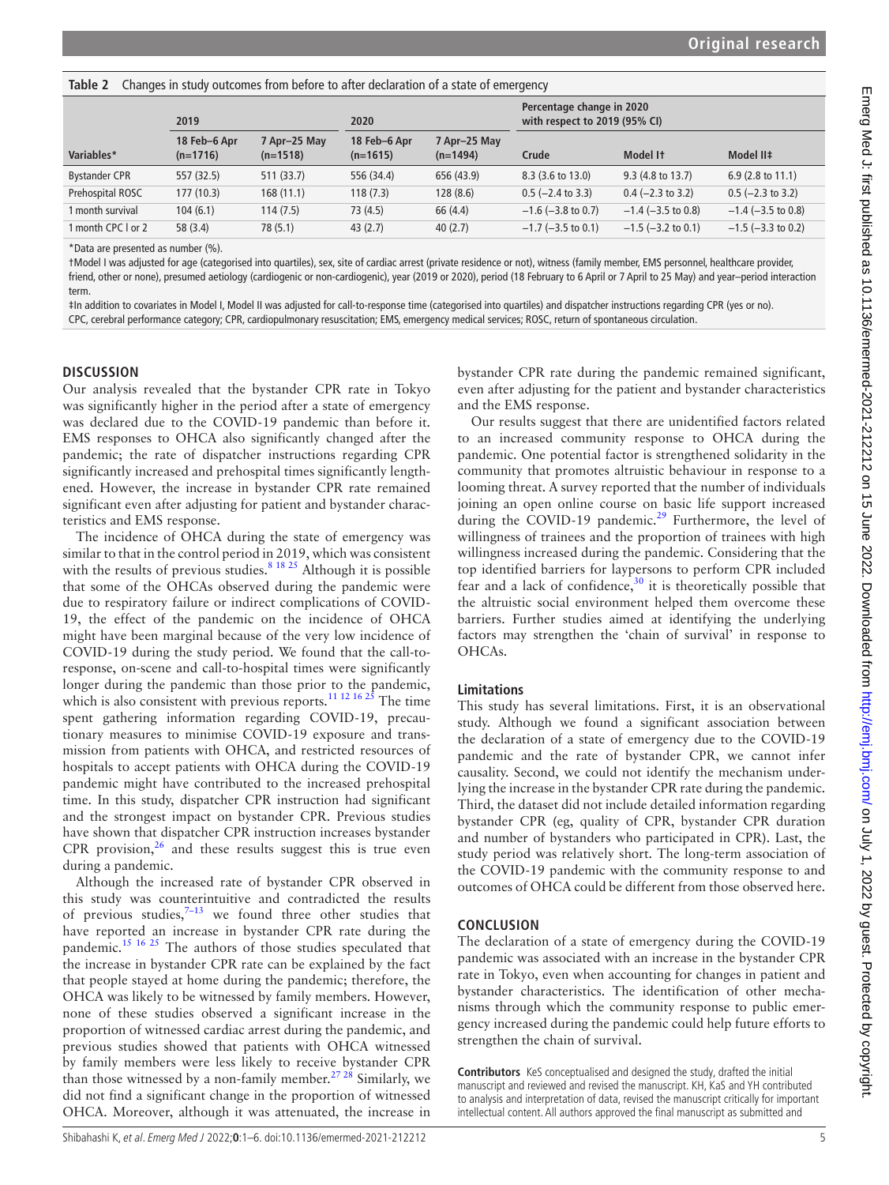**Table 2** Changes in study outcomes from before to after declaration of a state of emergency

| | 2019 | | 2020 | | Percentage change in 2020 with respect to 2019 (95% CI) | | |
|---|---|---|---|---|---|---|---|
| Variables* | 18 Feb–6 Apr (n=1716) | 7 Apr–25 May (n=1518) | 18 Feb–6 Apr (n=1615) | 7 Apr–25 May (n=1494) | Crude | Model I† | Model II‡ |
| Bystander CPR | 557 (32.5) | 511 (33.7) | 556 (34.4) | 656 (43.9) | 8.3 (3.6 to 13.0) | 9.3 (4.8 to 13.7) | 6.9 (2.8 to 11.1) |
| Prehospital ROSC | 177 (10.3) | 168 (11.1) | 118 (7.3) | 128 (8.6) | 0.5 (−2.4 to 3.3) | 0.4 (−2.3 to 3.2) | 0.5 (−2.3 to 3.2) |
| 1 month survival | 104 (6.1) | 114 (7.5) | 73 (4.5) | 66 (4.4) | −1.6 (−3.8 to 0.7) | −1.4 (−3.5 to 0.8) | −1.4 (−3.5 to 0.8) |
| 1 month CPC I or 2 | 58 (3.4) | 78 (5.1) | 43 (2.7) | 40 (2.7) | −1.7 (−3.5 to 0.1) | −1.5 (−3.2 to 0.1) | −1.5 (−3.3 to 0.2) |

*Data are presented as number (%).

†Model I was adjusted for age (categorised into quartiles), sex, site of cardiac arrest (private residence or not), witness (family member, EMS personnel, healthcare provider, friend, other or none), presumed aetiology (cardiogenic or non-cardiogenic), year (2019 or 2020), period (18 February to 6 April or 7 April to 25 May) and year–period interaction term.

‡In addition to covariates in Model I, Model II was adjusted for call-to-response time (categorised into quartiles) and dispatcher instructions regarding CPR (yes or no).

CPC, cerebral performance category; CPR, cardiopulmonary resuscitation; EMS, emergency medical services; ROSC, return of spontaneous circulation.

## DISCUSSION

Our analysis revealed that the bystander CPR rate in Tokyo was significantly higher in the period after a state of emergency was declared due to the COVID-19 pandemic than before it. EMS responses to OHCA also significantly changed after the pandemic; the rate of dispatcher instructions regarding CPR significantly increased and prehospital times significantly lengthened. However, the increase in bystander CPR rate remained significant even after adjusting for patient and bystander characteristics and EMS response.

The incidence of OHCA during the state of emergency was similar to that in the control period in 2019, which was consistent with the results of previous studies.[8 18 25] Although it is possible that some of the OHCAs observed during the pandemic were due to respiratory failure or indirect complications of COVID-19, the effect of the pandemic on the incidence of OHCA might have been marginal because of the very low incidence of COVID-19 during the study period. We found that the call-to-response, on-scene and call-to-hospital times were significantly longer during the pandemic than those prior to the pandemic, which is also consistent with previous reports.[11 12 16 25] The time spent gathering information regarding COVID-19, precautionary measures to minimise COVID-19 exposure and transmission from patients with OHCA, and restricted resources of hospitals to accept patients with OHCA during the COVID-19 pandemic might have contributed to the increased prehospital time. In this study, dispatcher CPR instruction had significant and the strongest impact on bystander CPR. Previous studies have shown that dispatcher CPR instruction increases bystander CPR provision,[26] and these results suggest this is true even during a pandemic.

Although the increased rate of bystander CPR observed in this study was counterintuitive and contradicted the results of previous studies,[7–13] we found three other studies that have reported an increase in bystander CPR rate during the pandemic.[15 16 25] The authors of those studies speculated that the increase in bystander CPR rate can be explained by the fact that people stayed at home during the pandemic; therefore, the OHCA was likely to be witnessed by family members. However, none of these studies observed a significant increase in the proportion of witnessed cardiac arrest during the pandemic, and previous studies showed that patients with OHCA witnessed by family members were less likely to receive bystander CPR than those witnessed by a non-family member.[27 28] Similarly, we did not find a significant change in the proportion of witnessed OHCA. Moreover, although it was attenuated, the increase in bystander CPR rate during the pandemic remained significant, even after adjusting for the patient and bystander characteristics and the EMS response.

Our results suggest that there are unidentified factors related to an increased community response to OHCA during the pandemic. One potential factor is strengthened solidarity in the community that promotes altruistic behaviour in response to a looming threat. A survey reported that the number of individuals joining an open online course on basic life support increased during the COVID-19 pandemic.[29] Furthermore, the level of willingness of trainees and the proportion of trainees with high willingness increased during the pandemic. Considering that the top identified barriers for laypersons to perform CPR included fear and a lack of confidence,[30] it is theoretically possible that the altruistic social environment helped them overcome these barriers. Further studies aimed at identifying the underlying factors may strengthen the 'chain of survival' in response to OHCAs.

### Limitations

This study has several limitations. First, it is an observational study. Although we found a significant association between the declaration of a state of emergency due to the COVID-19 pandemic and the rate of bystander CPR, we cannot infer causality. Second, we could not identify the mechanism underlying the increase in the bystander CPR rate during the pandemic. Third, the dataset did not include detailed information regarding bystander CPR (eg, quality of CPR, bystander CPR duration and number of bystanders who participated in CPR). Last, the study period was relatively short. The long-term association of the COVID-19 pandemic with the community response to and outcomes of OHCA could be different from those observed here.

## CONCLUSION

The declaration of a state of emergency during the COVID-19 pandemic was associated with an increase in the bystander CPR rate in Tokyo, even when accounting for changes in patient and bystander characteristics. The identification of other mechanisms through which the community response to public emergency increased during the pandemic could help future efforts to strengthen the chain of survival.

**Contributors** KeS conceptualised and designed the study, drafted the initial manuscript and reviewed and revised the manuscript. KH, KaS and YH contributed to analysis and interpretation of data, revised the manuscript critically for important intellectual content. All authors approved the final manuscript as submitted and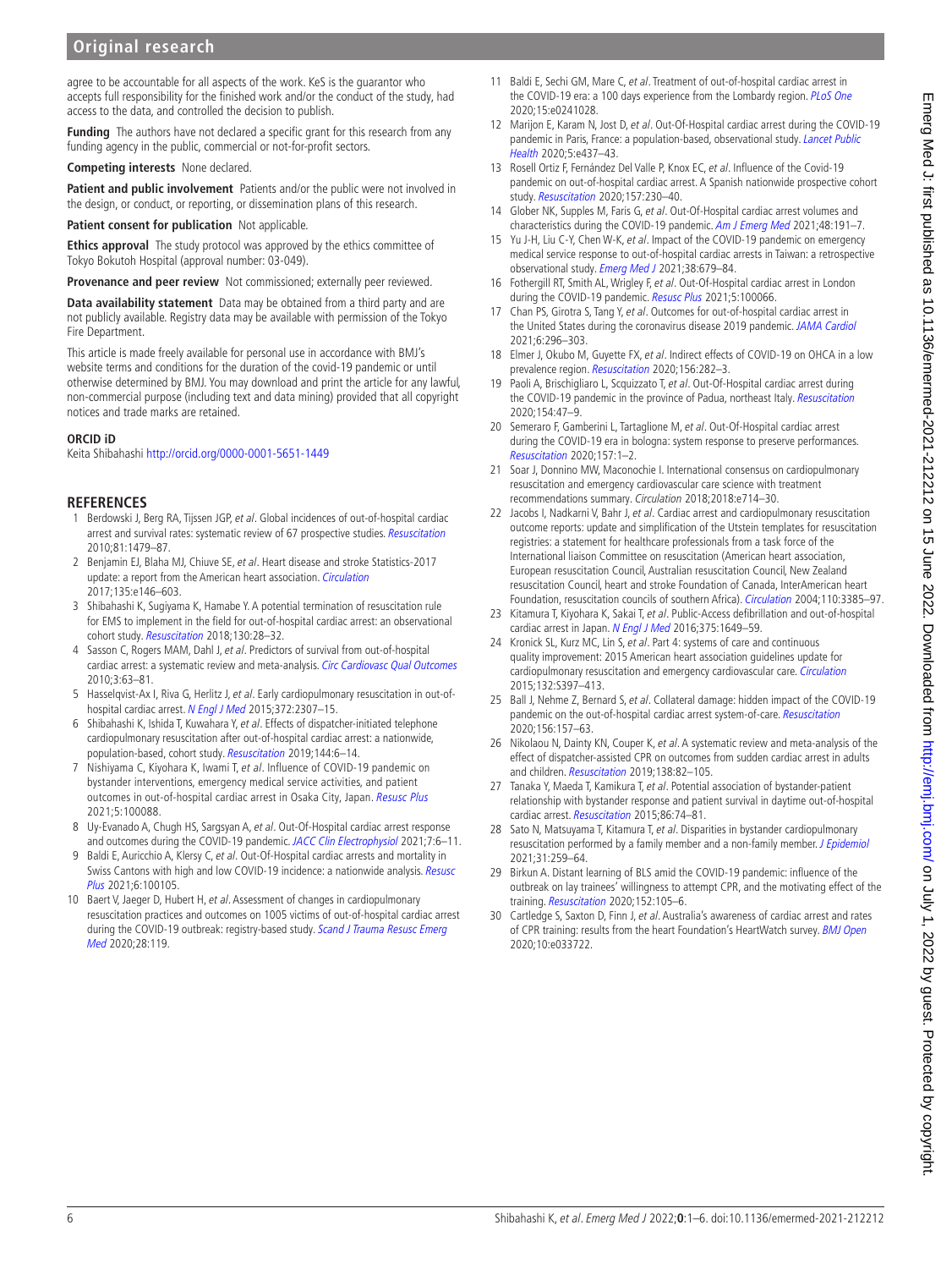agree to be accountable for all aspects of the work. KeS is the guarantor who accepts full responsibility for the finished work and/or the conduct of the study, had access to the data, and controlled the decision to publish.

**Funding** The authors have not declared a specific grant for this research from any funding agency in the public, commercial or not-for-profit sectors.

**Competing interests** None declared.

**Patient and public involvement** Patients and/or the public were not involved in the design, or conduct, or reporting, or dissemination plans of this research.

**Patient consent for publication** Not applicable.

**Ethics approval** The study protocol was approved by the ethics committee of Tokyo Bokutoh Hospital (approval number: 03-049).

**Provenance and peer review** Not commissioned; externally peer reviewed.

**Data availability statement** Data may be obtained from a third party and are not publicly available. Registry data may be available with permission of the Tokyo Fire Department.

This article is made freely available for personal use in accordance with BMJ's website terms and conditions for the duration of the covid-19 pandemic or until otherwise determined by BMJ. You may download and print the article for any lawful, non-commercial purpose (including text and data mining) provided that all copyright notices and trade marks are retained.

**ORCID iD**

Keita Shibahashi http://orcid.org/0000-0001-5651-1449

## REFERENCES

1. Berdowski J, Berg RA, Tijssen JGP, *et al*. Global incidences of out-of-hospital cardiac arrest and survival rates: systematic review of 67 prospective studies. *Resuscitation* 2010;81:1479–87.
2. Benjamin EJ, Blaha MJ, Chiuve SE, *et al*. Heart disease and stroke Statistics-2017 update: a report from the American heart association. *Circulation* 2017;135:e146–603.
3. Shibahashi K, Sugiyama K, Hamabe Y. A potential termination of resuscitation rule for EMS to implement in the field for out-of-hospital cardiac arrest: an observational cohort study. *Resuscitation* 2018;130:28–32.
4. Sasson C, Rogers MAM, Dahl J, *et al*. Predictors of survival from out-of-hospital cardiac arrest: a systematic review and meta-analysis. *Circ Cardiovasc Qual Outcomes* 2010;3:63–81.
5. Hasselqvist-Ax I, Riva G, Herlitz J, *et al*. Early cardiopulmonary resuscitation in out-of-hospital cardiac arrest. *N Engl J Med* 2015;372:2307–15.
6. Shibahashi K, Ishida T, Kuwahara Y, *et al*. Effects of dispatcher-initiated telephone cardiopulmonary resuscitation after out-of-hospital cardiac arrest: a nationwide, population-based, cohort study. *Resuscitation* 2019;144:6–14.
7. Nishiyama C, Kiyohara K, Iwami T, *et al*. Influence of COVID-19 pandemic on bystander interventions, emergency medical service activities, and patient outcomes in out-of-hospital cardiac arrest in Osaka City, Japan. *Resusc Plus* 2021;5:100088.
8. Uy-Evanado A, Chugh HS, Sargsyan A, *et al*. Out-Of-Hospital cardiac arrest response and outcomes during the COVID-19 pandemic. *JACC Clin Electrophysiol* 2021;7:6–11.
9. Baldi E, Auricchio A, Klersy C, *et al*. Out-Of-Hospital cardiac arrests and mortality in Swiss Cantons with high and low COVID-19 incidence: a nationwide analysis. *Resusc Plus* 2021;6:100105.
10. Baert V, Jaeger D, Hubert H, *et al*. Assessment of changes in cardiopulmonary resuscitation practices and outcomes on 1005 victims of out-of-hospital cardiac arrest during the COVID-19 outbreak: registry-based study. *Scand J Trauma Resusc Emerg Med* 2020;28:119.
11. Baldi E, Sechi GM, Mare C, *et al*. Treatment of out-of-hospital cardiac arrest in the COVID-19 era: a 100 days experience from the Lombardy region. *PLoS One* 2020;15:e0241028.
12. Marijon E, Karam N, Jost D, *et al*. Out-Of-Hospital cardiac arrest during the COVID-19 pandemic in Paris, France: a population-based, observational study. *Lancet Public Health* 2020;5:e437–43.
13. Rosell Ortiz F, Fernández Del Valle P, Knox EC, *et al*. Influence of the Covid-19 pandemic on out-of-hospital cardiac arrest. A Spanish nationwide prospective cohort study. *Resuscitation* 2020;157:230–40.
14. Glober NK, Supples M, Faris G, *et al*. Out-Of-Hospital cardiac arrest volumes and characteristics during the COVID-19 pandemic. *Am J Emerg Med* 2021;48:191–7.
15. Yu J-H, Liu C-Y, Chen W-K, *et al*. Impact of the COVID-19 pandemic on emergency medical service response to out-of-hospital cardiac arrests in Taiwan: a retrospective observational study. *Emerg Med J* 2021;38:679–84.
16. Fothergill RT, Smith AL, Wrigley F, *et al*. Out-Of-Hospital cardiac arrest in London during the COVID-19 pandemic. *Resusc Plus* 2021;5:100066.
17. Chan PS, Girotra S, Tang Y, *et al*. Outcomes for out-of-hospital cardiac arrest in the United States during the coronavirus disease 2019 pandemic. *JAMA Cardiol* 2021;6:296–303.
18. Elmer J, Okubo M, Guyette FX, *et al*. Indirect effects of COVID-19 on OHCA in a low prevalence region. *Resuscitation* 2020;156:282–3.
19. Paoli A, Brischigliaro L, Scquizzato T, *et al*. Out-Of-Hospital cardiac arrest during the COVID-19 pandemic in the province of Padua, northeast Italy. *Resuscitation* 2020;154:47–9.
20. Semeraro F, Gamberini L, Tartaglione M, *et al*. Out-Of-Hospital cardiac arrest during the COVID-19 era in bologna: system response to preserve performances. *Resuscitation* 2020;157:1–2.
21. Soar J, Donnino MW, Maconochie I. International consensus on cardiopulmonary resuscitation and emergency cardiovascular care science with treatment recommendations summary. *Circulation* 2018;2018:e714–30.
22. Jacobs I, Nadkarni V, Bahr J, *et al*. Cardiac arrest and cardiopulmonary resuscitation outcome reports: update and simplification of the Utstein templates for resuscitation registries: a statement for healthcare professionals from a task force of the International liaison Committee on resuscitation (American heart association, European resuscitation Council, Australian resuscitation Council, New Zealand resuscitation Council, heart and stroke Foundation of Canada, InterAmerican heart Foundation, resuscitation councils of southern Africa). *Circulation* 2004;110:3385–97.
23. Kitamura T, Kiyohara K, Sakai T, *et al*. Public-Access defibrillation and out-of-hospital cardiac arrest in Japan. *N Engl J Med* 2016;375:1649–59.
24. Kronick SL, Kurz MC, Lin S, *et al*. Part 4: systems of care and continuous quality improvement: 2015 American heart association guidelines update for cardiopulmonary resuscitation and emergency cardiovascular care. *Circulation* 2015;132:S397–413.
25. Ball J, Nehme Z, Bernard S, *et al*. Collateral damage: hidden impact of the COVID-19 pandemic on the out-of-hospital cardiac arrest system-of-care. *Resuscitation* 2020;156:157–63.
26. Nikolaou N, Dainty KN, Couper K, *et al*. A systematic review and meta-analysis of the effect of dispatcher-assisted CPR on outcomes from sudden cardiac arrest in adults and children. *Resuscitation* 2019;138:82–105.
27. Tanaka Y, Maeda T, Kamikura T, *et al*. Potential association of bystander-patient relationship with bystander response and patient survival in daytime out-of-hospital cardiac arrest. *Resuscitation* 2015;86:74–81.
28. Sato N, Matsuyama T, Kitamura T, *et al*. Disparities in bystander cardiopulmonary resuscitation performed by a family member and a non-family member. *J Epidemiol* 2021;31:259–64.
29. Birkun A. Distant learning of BLS amid the COVID-19 pandemic: influence of the outbreak on lay trainees' willingness to attempt CPR, and the motivating effect of the training. *Resuscitation* 2020;152:105–6.
30. Cartledge S, Saxton D, Finn J, *et al*. Australia's awareness of cardiac arrest and rates of CPR training: results from the heart Foundation's HeartWatch survey. *BMJ Open* 2020;10:e033722.